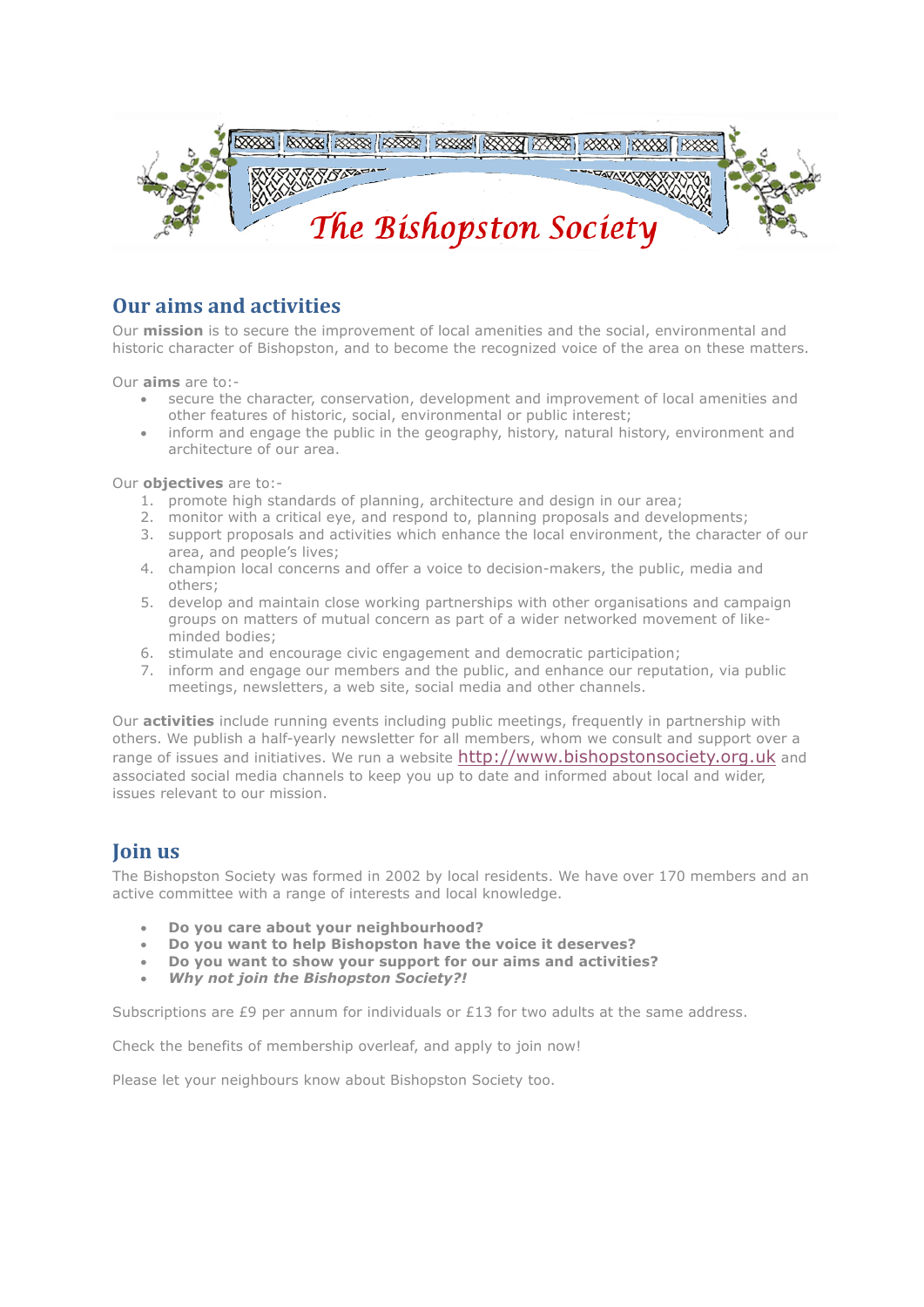# The Bishopston Society

## Our aims and activities

Our **mission** is to secure the improvement of local amenities and the social, environmental and historic character of Bishopston, and to become the recognized voice of the area on these matters.

Our **aims** are to:-

- secure the character, conservation, development and improvement of local amenities and other features of historic, social, environmental or public interest;
- inform and engage the public in the geography, history, natural history, environment and architecture of our area.

Our **objectives** are to:-

1. promote high standards of planning, architecture and design in our area;
2. monitor with a critical eye, and respond to, planning proposals and developments;
3. support proposals and activities which enhance the local environment, the character of our area, and people's lives;
4. champion local concerns and offer a voice to decision-makers, the public, media and others;
5. develop and maintain close working partnerships with other organisations and campaign groups on matters of mutual concern as part of a wider networked movement of like-minded bodies;
6. stimulate and encourage civic engagement and democratic participation;
7. inform and engage our members and the public, and enhance our reputation, via public meetings, newsletters, a web site, social media and other channels.

Our **activities** include running events including public meetings, frequently in partnership with others. We publish a half-yearly newsletter for all members, whom we consult and support over a range of issues and initiatives. We run a website http://www.bishopstonsociety.org.uk and associated social media channels to keep you up to date and informed about local and wider, issues relevant to our mission.

## Join us

The Bishopston Society was formed in 2002 by local residents. We have over 170 members and an active committee with a range of interests and local knowledge.

- **Do you care about your neighbourhood?**
- **Do you want to help Bishopston have the voice it deserves?**
- **Do you want to show your support for our aims and activities?**
- ***Why not join the Bishopston Society?!***

Subscriptions are £9 per annum for individuals or £13 for two adults at the same address.

Check the benefits of membership overleaf, and apply to join now!

Please let your neighbours know about Bishopston Society too.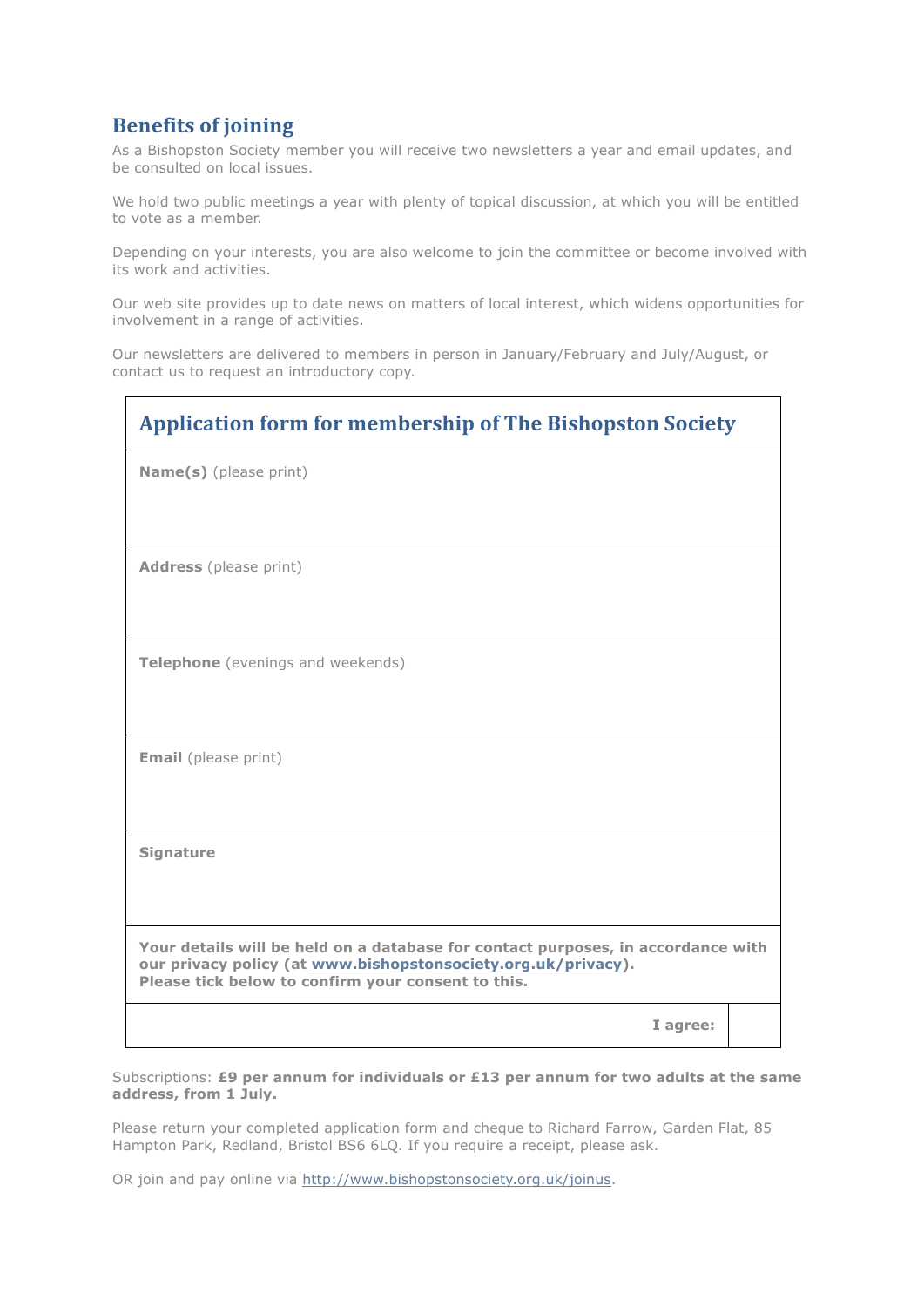## Benefits of joining

As a Bishopston Society member you will receive two newsletters a year and email updates, and be consulted on local issues.

We hold two public meetings a year with plenty of topical discussion, at which you will be entitled to vote as a member.

Depending on your interests, you are also welcome to join the committee or become involved with its work and activities.

Our web site provides up to date news on matters of local interest, which widens opportunities for involvement in a range of activities.

Our newsletters are delivered to members in person in January/February and July/August, or contact us to request an introductory copy.

## Application form for membership of The Bishopston Society

**Name(s)** (please print)

**Address** (please print)

**Telephone** (evenings and weekends)

**Email** (please print)

**Signature**

**Your details will be held on a database for contact purposes, in accordance with our privacy policy (at www.bishopstonsociety.org.uk/privacy). Please tick below to confirm your consent to this.**

| | |
|---|---|
| **I agree:** | |

Subscriptions: **£9 per annum for individuals or £13 per annum for two adults at the same address, from 1 July.**

Please return your completed application form and cheque to Richard Farrow, Garden Flat, 85 Hampton Park, Redland, Bristol BS6 6LQ. If you require a receipt, please ask.

OR join and pay online via http://www.bishopstonsociety.org.uk/joinus.